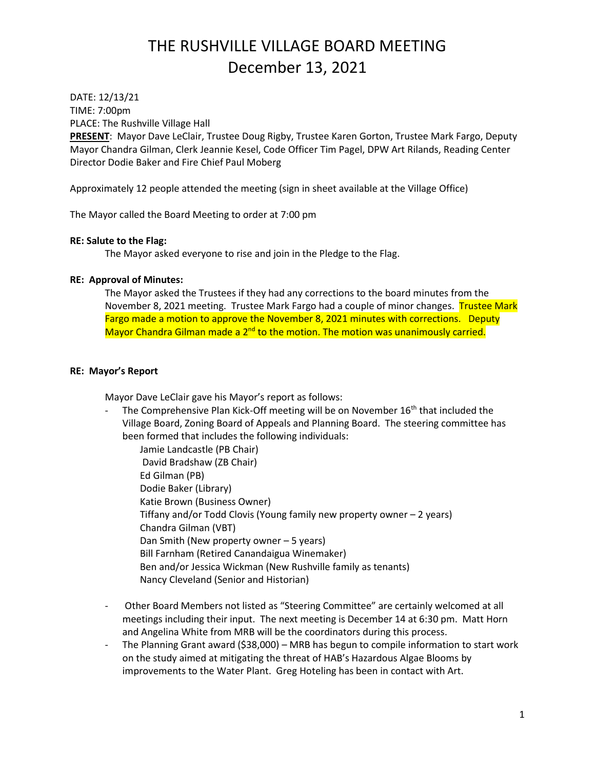# THE RUSHVILLE VILLAGE BOARD MEETING
# December 13, 2021

DATE: 12/13/21
TIME: 7:00pm
PLACE: The Rushville Village Hall
**PRESENT**: Mayor Dave LeClair, Trustee Doug Rigby, Trustee Karen Gorton, Trustee Mark Fargo, Deputy Mayor Chandra Gilman, Clerk Jeannie Kesel, Code Officer Tim Pagel, DPW Art Rilands, Reading Center Director Dodie Baker and Fire Chief Paul Moberg

Approximately 12 people attended the meeting (sign in sheet available at the Village Office)

The Mayor called the Board Meeting to order at 7:00 pm

**RE: Salute to the Flag:**

The Mayor asked everyone to rise and join in the Pledge to the Flag.

**RE: Approval of Minutes:**

The Mayor asked the Trustees if they had any corrections to the board minutes from the November 8, 2021 meeting. Trustee Mark Fargo had a couple of minor changes. Trustee Mark Fargo made a motion to approve the November 8, 2021 minutes with corrections. Deputy Mayor Chandra Gilman made a 2nd to the motion. The motion was unanimously carried.

**RE: Mayor's Report**

Mayor Dave LeClair gave his Mayor's report as follows:

- The Comprehensive Plan Kick-Off meeting will be on November 16th that included the Village Board, Zoning Board of Appeals and Planning Board. The steering committee has been formed that includes the following individuals:
  - Jamie Landcastle (PB Chair)
  - David Bradshaw (ZB Chair)
  - Ed Gilman (PB)
  - Dodie Baker (Library)
  - Katie Brown (Business Owner)
  - Tiffany and/or Todd Clovis (Young family new property owner – 2 years)
  - Chandra Gilman (VBT)
  - Dan Smith (New property owner – 5 years)
  - Bill Farnham (Retired Canandaigua Winemaker)
  - Ben and/or Jessica Wickman (New Rushville family as tenants)
  - Nancy Cleveland (Senior and Historian)
- Other Board Members not listed as "Steering Committee" are certainly welcomed at all meetings including their input. The next meeting is December 14 at 6:30 pm. Matt Horn and Angelina White from MRB will be the coordinators during this process.
- The Planning Grant award ($38,000) – MRB has begun to compile information to start work on the study aimed at mitigating the threat of HAB's Hazardous Algae Blooms by improvements to the Water Plant. Greg Hoteling has been in contact with Art.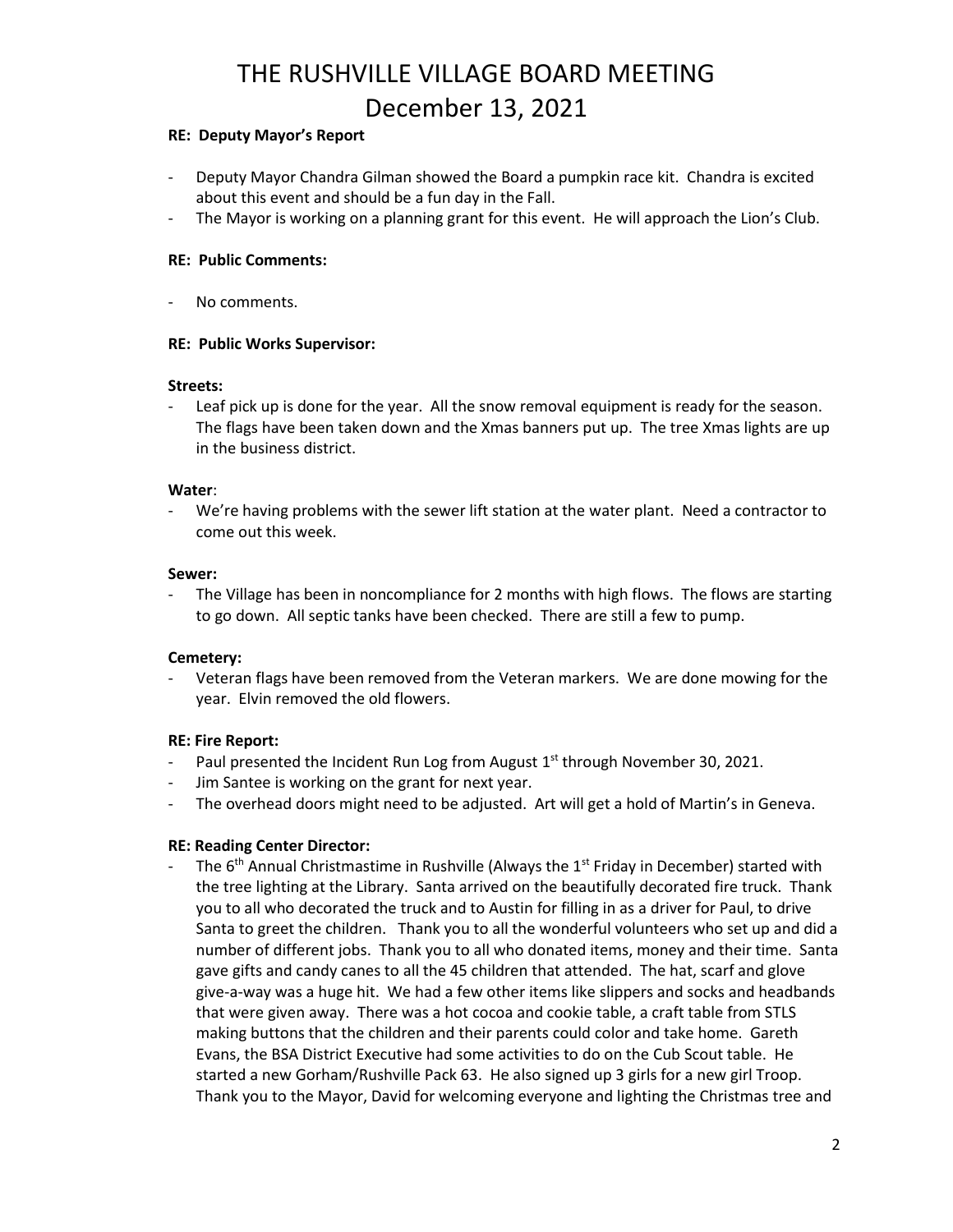# THE RUSHVILLE VILLAGE BOARD MEETING
# December 13, 2021

**RE: Deputy Mayor's Report**

- Deputy Mayor Chandra Gilman showed the Board a pumpkin race kit. Chandra is excited about this event and should be a fun day in the Fall.
- The Mayor is working on a planning grant for this event. He will approach the Lion's Club.

**RE: Public Comments:**

- No comments.

**RE: Public Works Supervisor:**

**Streets:**

- Leaf pick up is done for the year. All the snow removal equipment is ready for the season. The flags have been taken down and the Xmas banners put up. The tree Xmas lights are up in the business district.

**Water**:

- We're having problems with the sewer lift station at the water plant. Need a contractor to come out this week.

**Sewer:**

- The Village has been in noncompliance for 2 months with high flows. The flows are starting to go down. All septic tanks have been checked. There are still a few to pump.

**Cemetery:**

- Veteran flags have been removed from the Veteran markers. We are done mowing for the year. Elvin removed the old flowers.

**RE: Fire Report:**

- Paul presented the Incident Run Log from August 1st through November 30, 2021.
- Jim Santee is working on the grant for next year.
- The overhead doors might need to be adjusted. Art will get a hold of Martin's in Geneva.

**RE: Reading Center Director:**

- The 6th Annual Christmastime in Rushville (Always the 1st Friday in December) started with the tree lighting at the Library. Santa arrived on the beautifully decorated fire truck. Thank you to all who decorated the truck and to Austin for filling in as a driver for Paul, to drive Santa to greet the children. Thank you to all the wonderful volunteers who set up and did a number of different jobs. Thank you to all who donated items, money and their time. Santa gave gifts and candy canes to all the 45 children that attended. The hat, scarf and glove give-a-way was a huge hit. We had a few other items like slippers and socks and headbands that were given away. There was a hot cocoa and cookie table, a craft table from STLS making buttons that the children and their parents could color and take home. Gareth Evans, the BSA District Executive had some activities to do on the Cub Scout table. He started a new Gorham/Rushville Pack 63. He also signed up 3 girls for a new girl Troop. Thank you to the Mayor, David for welcoming everyone and lighting the Christmas tree and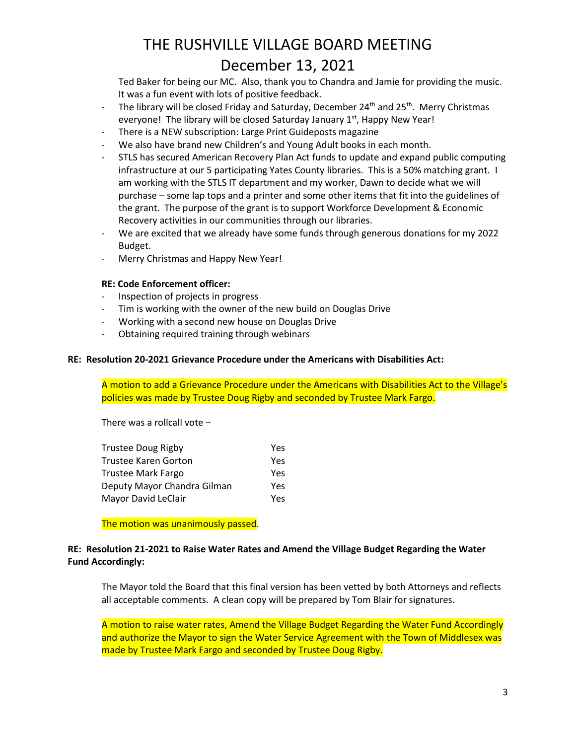Ted Baker for being our MC. Also, thank you to Chandra and Jamie for providing the music. It was a fun event with lots of positive feedback.

- The library will be closed Friday and Saturday, December 24th and 25th. Merry Christmas everyone! The library will be closed Saturday January 1st, Happy New Year!
- There is a NEW subscription: Large Print Guideposts magazine
- We also have brand new Children's and Young Adult books in each month.
- STLS has secured American Recovery Plan Act funds to update and expand public computing infrastructure at our 5 participating Yates County libraries. This is a 50% matching grant. I am working with the STLS IT department and my worker, Dawn to decide what we will purchase – some lap tops and a printer and some other items that fit into the guidelines of the grant. The purpose of the grant is to support Workforce Development & Economic Recovery activities in our communities through our libraries.
- We are excited that we already have some funds through generous donations for my 2022 Budget.
- Merry Christmas and Happy New Year!

**RE: Code Enforcement officer:**

- Inspection of projects in progress
- Tim is working with the owner of the new build on Douglas Drive
- Working with a second new house on Douglas Drive
- Obtaining required training through webinars

**RE: Resolution 20-2021 Grievance Procedure under the Americans with Disabilities Act:**

A motion to add a Grievance Procedure under the Americans with Disabilities Act to the Village's policies was made by Trustee Doug Rigby and seconded by Trustee Mark Fargo.

There was a rollcall vote –

| | |
|---|---|
| Trustee Doug Rigby | Yes |
| Trustee Karen Gorton | Yes |
| Trustee Mark Fargo | Yes |
| Deputy Mayor Chandra Gilman | Yes |
| Mayor David LeClair | Yes |

The motion was unanimously passed.

**RE: Resolution 21-2021 to Raise Water Rates and Amend the Village Budget Regarding the Water Fund Accordingly:**

The Mayor told the Board that this final version has been vetted by both Attorneys and reflects all acceptable comments. A clean copy will be prepared by Tom Blair for signatures.

A motion to raise water rates, Amend the Village Budget Regarding the Water Fund Accordingly and authorize the Mayor to sign the Water Service Agreement with the Town of Middlesex was made by Trustee Mark Fargo and seconded by Trustee Doug Rigby.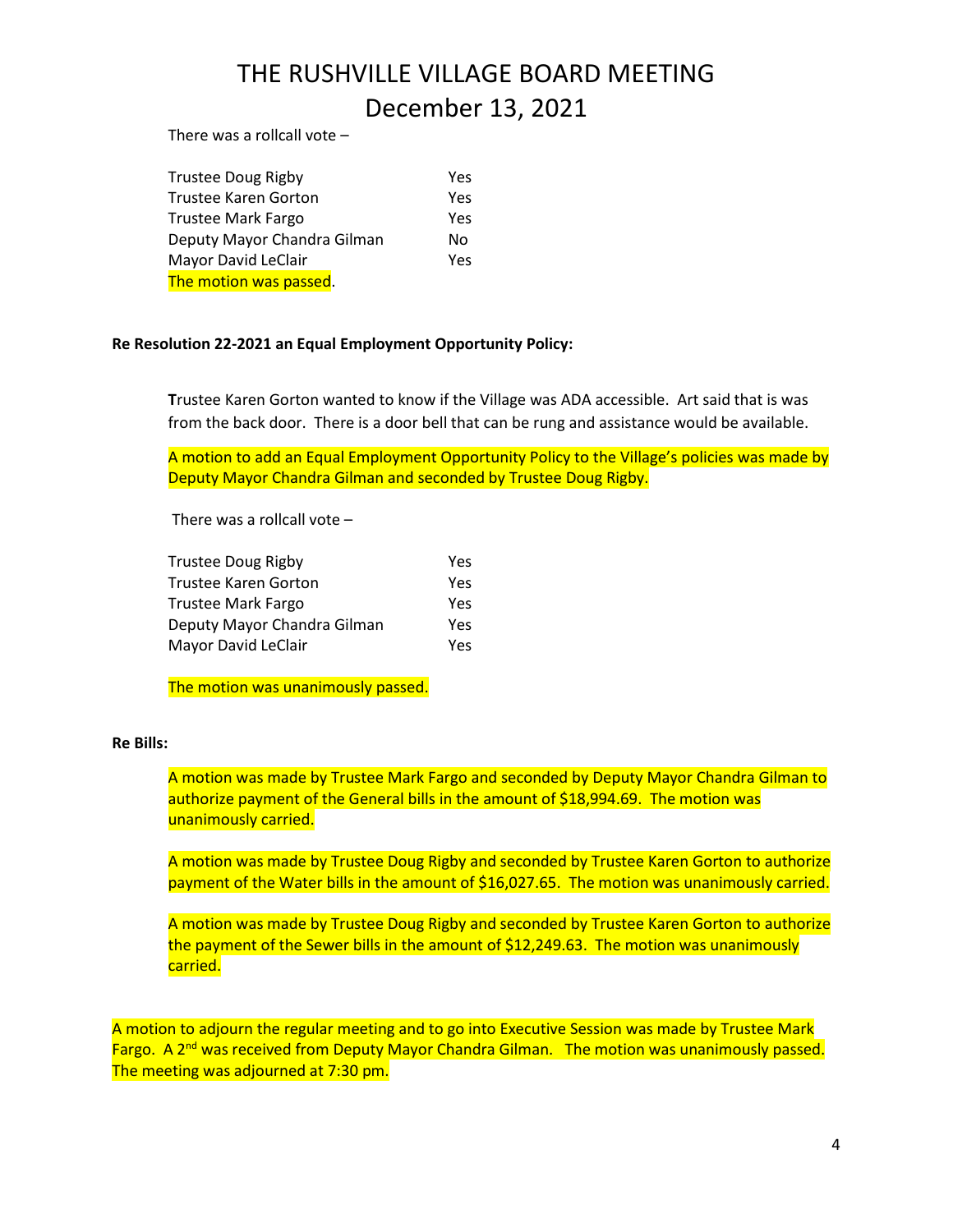# THE RUSHVILLE VILLAGE BOARD MEETING

## December 13, 2021

There was a rollcall vote –

| | |
|---|---|
| Trustee Doug Rigby | Yes |
| Trustee Karen Gorton | Yes |
| Trustee Mark Fargo | Yes |
| Deputy Mayor Chandra Gilman | No |
| Mayor David LeClair | Yes |

The motion was passed.

**Re Resolution 22-2021 an Equal Employment Opportunity Policy:**

**T**rustee Karen Gorton wanted to know if the Village was ADA accessible. Art said that is was from the back door. There is a door bell that can be rung and assistance would be available.

A motion to add an Equal Employment Opportunity Policy to the Village's policies was made by Deputy Mayor Chandra Gilman and seconded by Trustee Doug Rigby.

There was a rollcall vote –

| | |
|---|---|
| Trustee Doug Rigby | Yes |
| Trustee Karen Gorton | Yes |
| Trustee Mark Fargo | Yes |
| Deputy Mayor Chandra Gilman | Yes |
| Mayor David LeClair | Yes |

The motion was unanimously passed.

**Re Bills:**

A motion was made by Trustee Mark Fargo and seconded by Deputy Mayor Chandra Gilman to authorize payment of the General bills in the amount of $18,994.69. The motion was unanimously carried.

A motion was made by Trustee Doug Rigby and seconded by Trustee Karen Gorton to authorize payment of the Water bills in the amount of $16,027.65. The motion was unanimously carried.

A motion was made by Trustee Doug Rigby and seconded by Trustee Karen Gorton to authorize the payment of the Sewer bills in the amount of $12,249.63. The motion was unanimously carried.

A motion to adjourn the regular meeting and to go into Executive Session was made by Trustee Mark Fargo. A 2nd was received from Deputy Mayor Chandra Gilman. The motion was unanimously passed. The meeting was adjourned at 7:30 pm.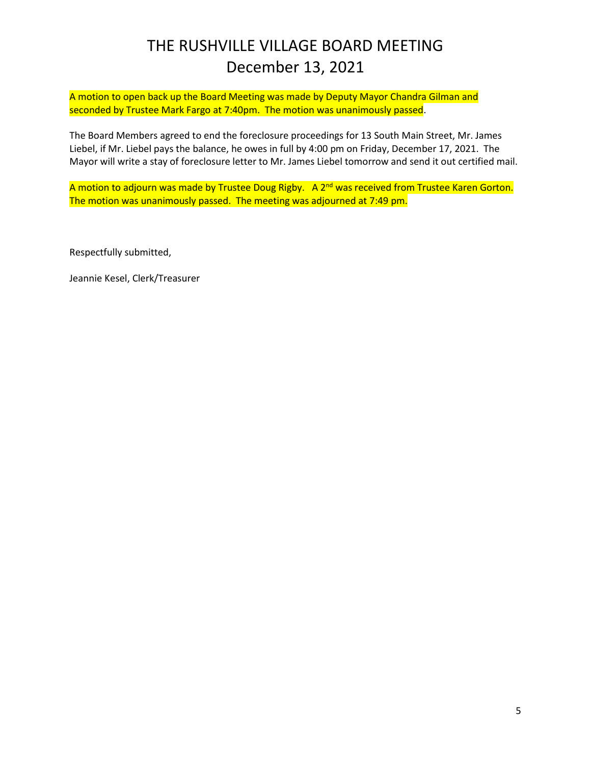# THE RUSHVILLE VILLAGE BOARD MEETING
# December 13, 2021

A motion to open back up the Board Meeting was made by Deputy Mayor Chandra Gilman and seconded by Trustee Mark Fargo at 7:40pm. The motion was unanimously passed.

The Board Members agreed to end the foreclosure proceedings for 13 South Main Street, Mr. James Liebel, if Mr. Liebel pays the balance, he owes in full by 4:00 pm on Friday, December 17, 2021. The Mayor will write a stay of foreclosure letter to Mr. James Liebel tomorrow and send it out certified mail.

A motion to adjourn was made by Trustee Doug Rigby. A 2nd was received from Trustee Karen Gorton. The motion was unanimously passed. The meeting was adjourned at 7:49 pm.

Respectfully submitted,

Jeannie Kesel, Clerk/Treasurer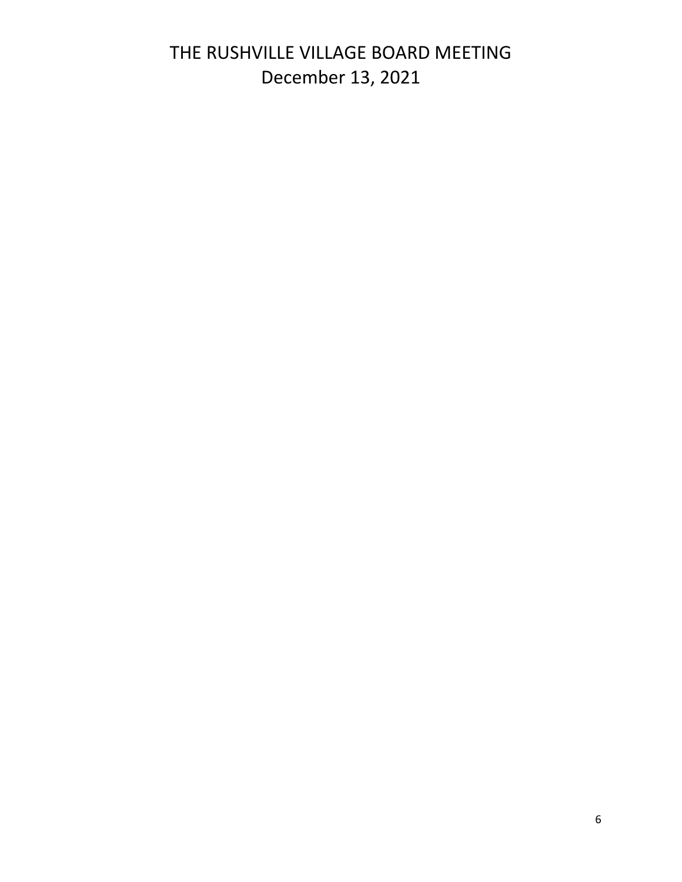THE RUSHVILLE VILLAGE BOARD MEETING
December 13, 2021